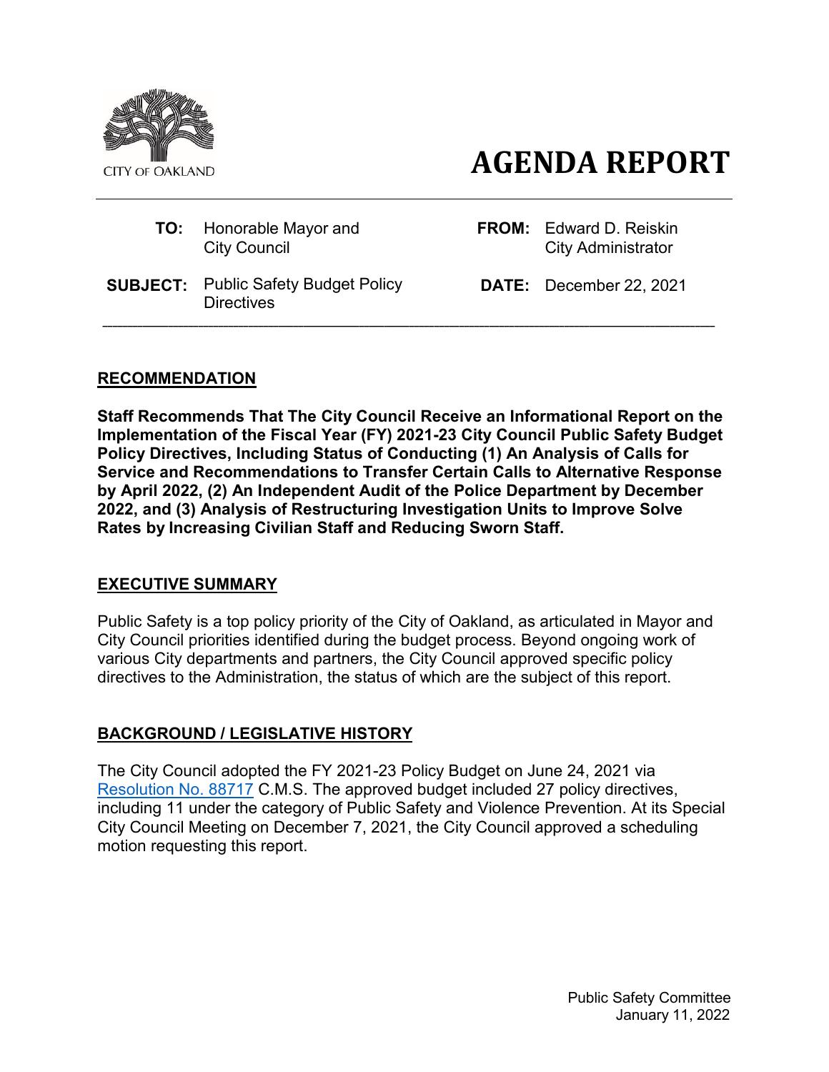CITY OF OAKLAND

# AGENDA REPORT

| | | | |
|---|---|---|---|
| **TO:** | Honorable Mayor and City Council | **FROM:** | Edward D. Reiskin City Administrator |
| **SUBJECT:** | Public Safety Budget Policy Directives | **DATE:** | December 22, 2021 |

## RECOMMENDATION

**Staff Recommends That The City Council Receive an Informational Report on the Implementation of the Fiscal Year (FY) 2021-23 City Council Public Safety Budget Policy Directives, Including Status of Conducting (1) An Analysis of Calls for Service and Recommendations to Transfer Certain Calls to Alternative Response by April 2022, (2) An Independent Audit of the Police Department by December 2022, and (3) Analysis of Restructuring Investigation Units to Improve Solve Rates by Increasing Civilian Staff and Reducing Sworn Staff.**

## EXECUTIVE SUMMARY

Public Safety is a top policy priority of the City of Oakland, as articulated in Mayor and City Council priorities identified during the budget process. Beyond ongoing work of various City departments and partners, the City Council approved specific policy directives to the Administration, the status of which are the subject of this report.

## BACKGROUND / LEGISLATIVE HISTORY

The City Council adopted the FY 2021-23 Policy Budget on June 24, 2021 via Resolution No. 88717 C.M.S. The approved budget included 27 policy directives, including 11 under the category of Public Safety and Violence Prevention. At its Special City Council Meeting on December 7, 2021, the City Council approved a scheduling motion requesting this report.

Public Safety Committee
January 11, 2022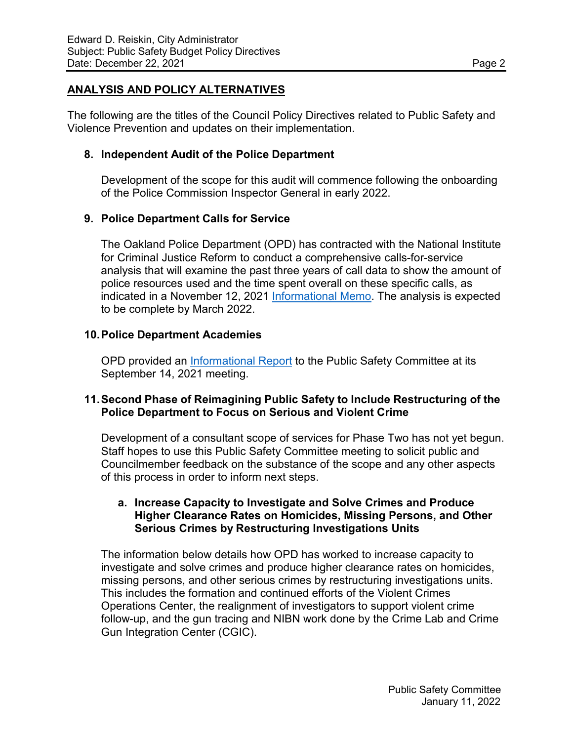## ANALYSIS AND POLICY ALTERNATIVES

The following are the titles of the Council Policy Directives related to Public Safety and Violence Prevention and updates on their implementation.

**8. Independent Audit of the Police Department**

Development of the scope for this audit will commence following the onboarding of the Police Commission Inspector General in early 2022.

**9. Police Department Calls for Service**

The Oakland Police Department (OPD) has contracted with the National Institute for Criminal Justice Reform to conduct a comprehensive calls-for-service analysis that will examine the past three years of call data to show the amount of police resources used and the time spent overall on these specific calls, as indicated in a November 12, 2021 Informational Memo. The analysis is expected to be complete by March 2022.

**10. Police Department Academies**

OPD provided an Informational Report to the Public Safety Committee at its September 14, 2021 meeting.

**11. Second Phase of Reimagining Public Safety to Include Restructuring of the Police Department to Focus on Serious and Violent Crime**

Development of a consultant scope of services for Phase Two has not yet begun. Staff hopes to use this Public Safety Committee meeting to solicit public and Councilmember feedback on the substance of the scope and any other aspects of this process in order to inform next steps.

**a. Increase Capacity to Investigate and Solve Crimes and Produce Higher Clearance Rates on Homicides, Missing Persons, and Other Serious Crimes by Restructuring Investigations Units**

The information below details how OPD has worked to increase capacity to investigate and solve crimes and produce higher clearance rates on homicides, missing persons, and other serious crimes by restructuring investigations units. This includes the formation and continued efforts of the Violent Crimes Operations Center, the realignment of investigators to support violent crime follow-up, and the gun tracing and NIBN work done by the Crime Lab and Crime Gun Integration Center (CGIC).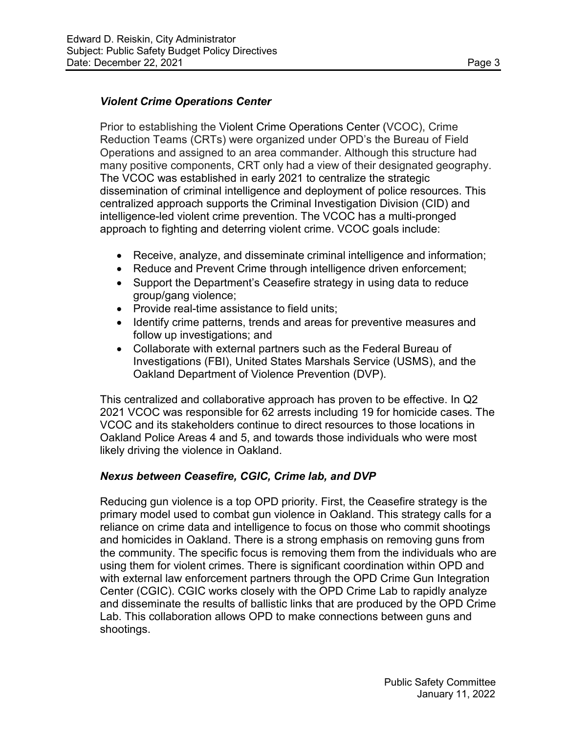### *Violent Crime Operations Center*

Prior to establishing the Violent Crime Operations Center (VCOC), Crime Reduction Teams (CRTs) were organized under OPD's the Bureau of Field Operations and assigned to an area commander. Although this structure had many positive components, CRT only had a view of their designated geography. The VCOC was established in early 2021 to centralize the strategic dissemination of criminal intelligence and deployment of police resources. This centralized approach supports the Criminal Investigation Division (CID) and intelligence-led violent crime prevention. The VCOC has a multi-pronged approach to fighting and deterring violent crime. VCOC goals include:

- Receive, analyze, and disseminate criminal intelligence and information;
- Reduce and Prevent Crime through intelligence driven enforcement;
- Support the Department's Ceasefire strategy in using data to reduce group/gang violence;
- Provide real-time assistance to field units;
- Identify crime patterns, trends and areas for preventive measures and follow up investigations; and
- Collaborate with external partners such as the Federal Bureau of Investigations (FBI), United States Marshals Service (USMS), and the Oakland Department of Violence Prevention (DVP).

This centralized and collaborative approach has proven to be effective. In Q2 2021 VCOC was responsible for 62 arrests including 19 for homicide cases. The VCOC and its stakeholders continue to direct resources to those locations in Oakland Police Areas 4 and 5, and towards those individuals who were most likely driving the violence in Oakland.

### *Nexus between Ceasefire, CGIC, Crime lab, and DVP*

Reducing gun violence is a top OPD priority. First, the Ceasefire strategy is the primary model used to combat gun violence in Oakland. This strategy calls for a reliance on crime data and intelligence to focus on those who commit shootings and homicides in Oakland. There is a strong emphasis on removing guns from the community. The specific focus is removing them from the individuals who are using them for violent crimes. There is significant coordination within OPD and with external law enforcement partners through the OPD Crime Gun Integration Center (CGIC). CGIC works closely with the OPD Crime Lab to rapidly analyze and disseminate the results of ballistic links that are produced by the OPD Crime Lab. This collaboration allows OPD to make connections between guns and shootings.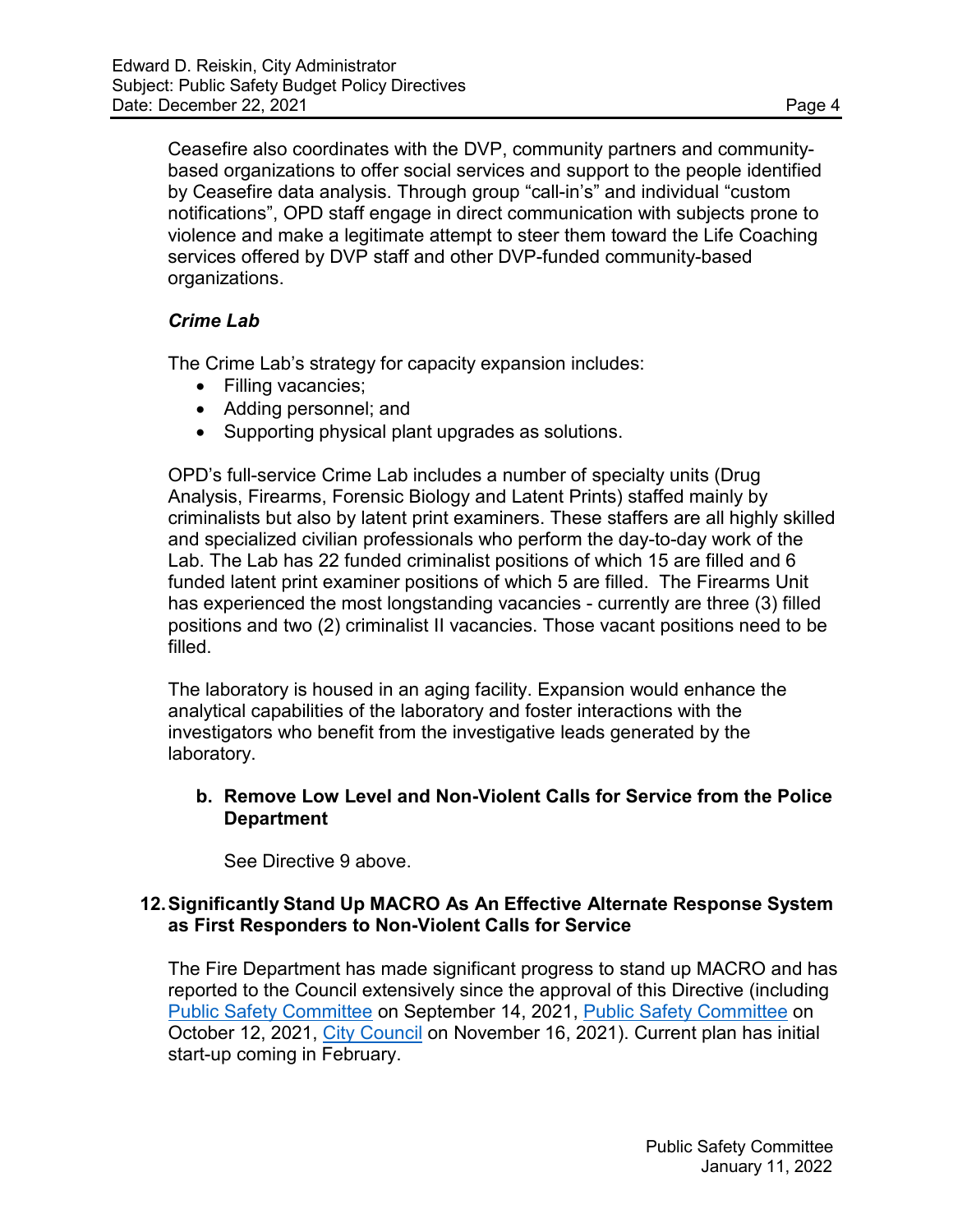Ceasefire also coordinates with the DVP, community partners and community-based organizations to offer social services and support to the people identified by Ceasefire data analysis. Through group "call-in's" and individual "custom notifications", OPD staff engage in direct communication with subjects prone to violence and make a legitimate attempt to steer them toward the Life Coaching services offered by DVP staff and other DVP-funded community-based organizations.

***Crime Lab***

The Crime Lab's strategy for capacity expansion includes:

- Filling vacancies;
- Adding personnel; and
- Supporting physical plant upgrades as solutions.

OPD's full-service Crime Lab includes a number of specialty units (Drug Analysis, Firearms, Forensic Biology and Latent Prints) staffed mainly by criminalists but also by latent print examiners. These staffers are all highly skilled and specialized civilian professionals who perform the day-to-day work of the Lab. The Lab has 22 funded criminalist positions of which 15 are filled and 6 funded latent print examiner positions of which 5 are filled. The Firearms Unit has experienced the most longstanding vacancies - currently are three (3) filled positions and two (2) criminalist II vacancies. Those vacant positions need to be filled.

The laboratory is housed in an aging facility. Expansion would enhance the analytical capabilities of the laboratory and foster interactions with the investigators who benefit from the investigative leads generated by the laboratory.

**b. Remove Low Level and Non-Violent Calls for Service from the Police Department**

See Directive 9 above.

**12. Significantly Stand Up MACRO As An Effective Alternate Response System as First Responders to Non-Violent Calls for Service**

The Fire Department has made significant progress to stand up MACRO and has reported to the Council extensively since the approval of this Directive (including Public Safety Committee on September 14, 2021, Public Safety Committee on October 12, 2021, City Council on November 16, 2021). Current plan has initial start-up coming in February.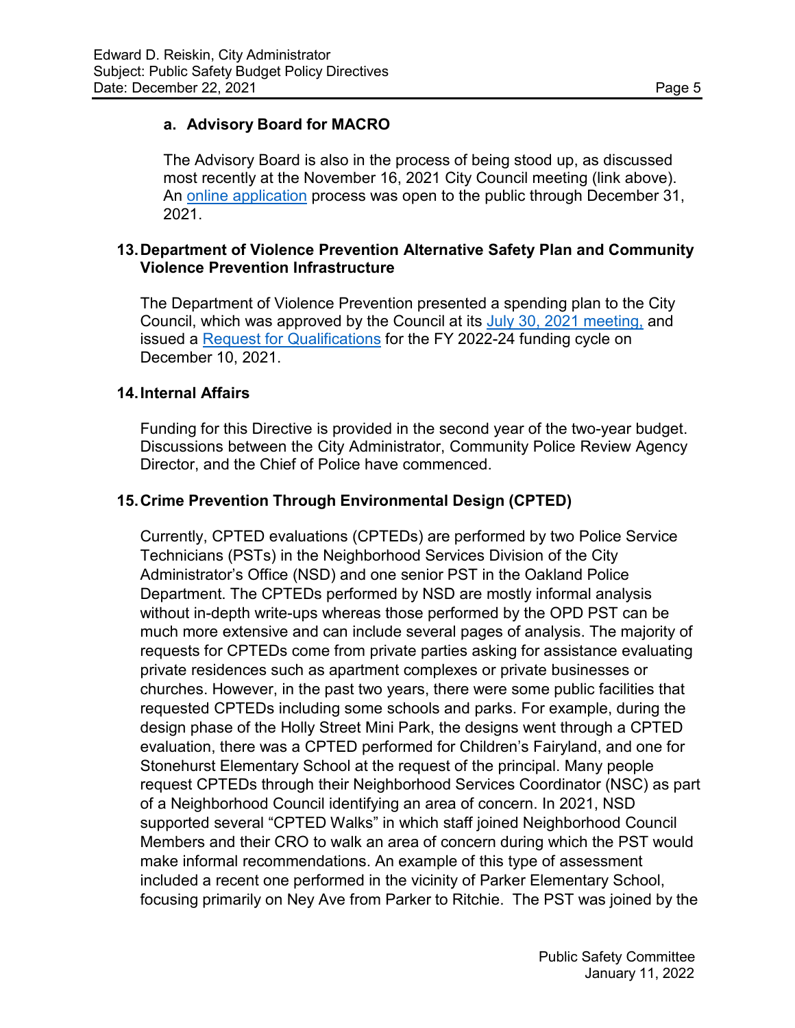### a. Advisory Board for MACRO

The Advisory Board is also in the process of being stood up, as discussed most recently at the November 16, 2021 City Council meeting (link above). An online application process was open to the public through December 31, 2021.

### 13. Department of Violence Prevention Alternative Safety Plan and Community Violence Prevention Infrastructure

The Department of Violence Prevention presented a spending plan to the City Council, which was approved by the Council at its July 30, 2021 meeting, and issued a Request for Qualifications for the FY 2022-24 funding cycle on December 10, 2021.

### 14. Internal Affairs

Funding for this Directive is provided in the second year of the two-year budget. Discussions between the City Administrator, Community Police Review Agency Director, and the Chief of Police have commenced.

### 15. Crime Prevention Through Environmental Design (CPTED)

Currently, CPTED evaluations (CPTEDs) are performed by two Police Service Technicians (PSTs) in the Neighborhood Services Division of the City Administrator's Office (NSD) and one senior PST in the Oakland Police Department. The CPTEDs performed by NSD are mostly informal analysis without in-depth write-ups whereas those performed by the OPD PST can be much more extensive and can include several pages of analysis. The majority of requests for CPTEDs come from private parties asking for assistance evaluating private residences such as apartment complexes or private businesses or churches. However, in the past two years, there were some public facilities that requested CPTEDs including some schools and parks. For example, during the design phase of the Holly Street Mini Park, the designs went through a CPTED evaluation, there was a CPTED performed for Children's Fairyland, and one for Stonehurst Elementary School at the request of the principal. Many people request CPTEDs through their Neighborhood Services Coordinator (NSC) as part of a Neighborhood Council identifying an area of concern. In 2021, NSD supported several "CPTED Walks" in which staff joined Neighborhood Council Members and their CRO to walk an area of concern during which the PST would make informal recommendations. An example of this type of assessment included a recent one performed in the vicinity of Parker Elementary School, focusing primarily on Ney Ave from Parker to Ritchie. The PST was joined by the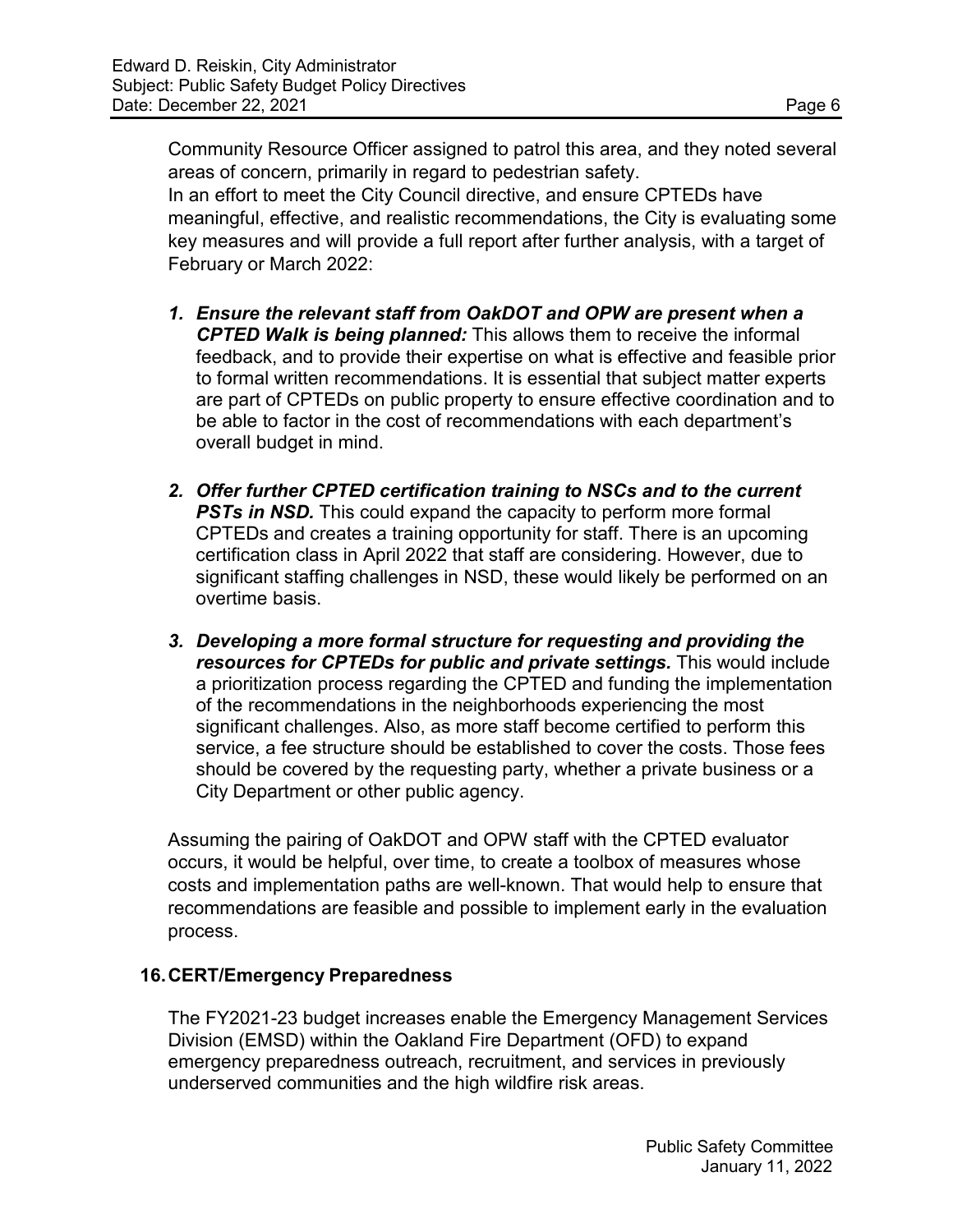Community Resource Officer assigned to patrol this area, and they noted several areas of concern, primarily in regard to pedestrian safety.
In an effort to meet the City Council directive, and ensure CPTEDs have meaningful, effective, and realistic recommendations, the City is evaluating some key measures and will provide a full report after further analysis, with a target of February or March 2022:

1. ***Ensure the relevant staff from OakDOT and OPW are present when a CPTED Walk is being planned:*** This allows them to receive the informal feedback, and to provide their expertise on what is effective and feasible prior to formal written recommendations. It is essential that subject matter experts are part of CPTEDs on public property to ensure effective coordination and to be able to factor in the cost of recommendations with each department's overall budget in mind.

2. ***Offer further CPTED certification training to NSCs and to the current PSTs in NSD.*** This could expand the capacity to perform more formal CPTEDs and creates a training opportunity for staff. There is an upcoming certification class in April 2022 that staff are considering. However, due to significant staffing challenges in NSD, these would likely be performed on an overtime basis.

3. ***Developing a more formal structure for requesting and providing the resources for CPTEDs for public and private settings.*** This would include a prioritization process regarding the CPTED and funding the implementation of the recommendations in the neighborhoods experiencing the most significant challenges. Also, as more staff become certified to perform this service, a fee structure should be established to cover the costs. Those fees should be covered by the requesting party, whether a private business or a City Department or other public agency.

Assuming the pairing of OakDOT and OPW staff with the CPTED evaluator occurs, it would be helpful, over time, to create a toolbox of measures whose costs and implementation paths are well-known. That would help to ensure that recommendations are feasible and possible to implement early in the evaluation process.

## 16. CERT/Emergency Preparedness

The FY2021-23 budget increases enable the Emergency Management Services Division (EMSD) within the Oakland Fire Department (OFD) to expand emergency preparedness outreach, recruitment, and services in previously underserved communities and the high wildfire risk areas.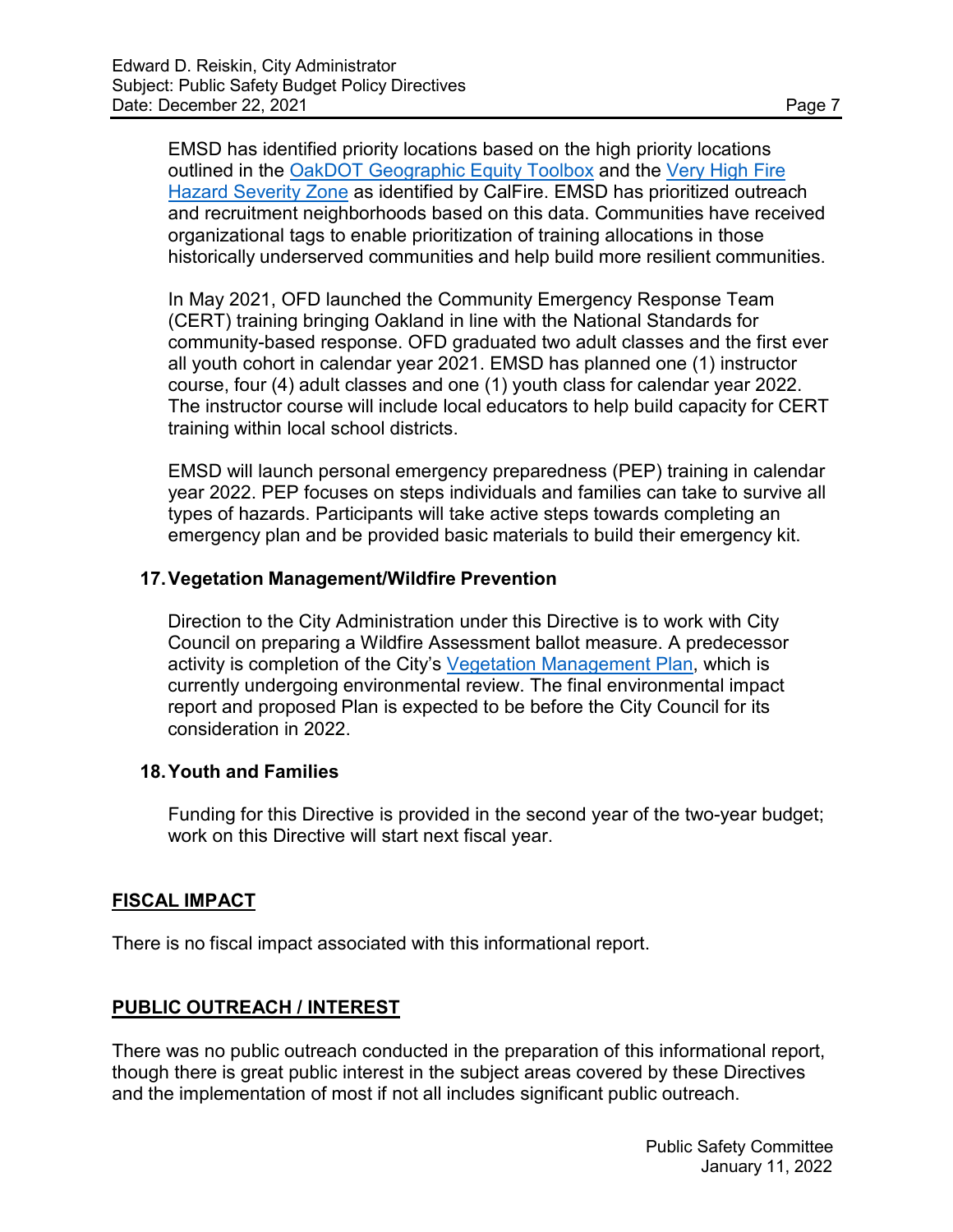EMSD has identified priority locations based on the high priority locations outlined in the OakDOT Geographic Equity Toolbox and the Very High Fire Hazard Severity Zone as identified by CalFire. EMSD has prioritized outreach and recruitment neighborhoods based on this data. Communities have received organizational tags to enable prioritization of training allocations in those historically underserved communities and help build more resilient communities.

In May 2021, OFD launched the Community Emergency Response Team (CERT) training bringing Oakland in line with the National Standards for community-based response. OFD graduated two adult classes and the first ever all youth cohort in calendar year 2021. EMSD has planned one (1) instructor course, four (4) adult classes and one (1) youth class for calendar year 2022. The instructor course will include local educators to help build capacity for CERT training within local school districts.

EMSD will launch personal emergency preparedness (PEP) training in calendar year 2022. PEP focuses on steps individuals and families can take to survive all types of hazards. Participants will take active steps towards completing an emergency plan and be provided basic materials to build their emergency kit.

**17. Vegetation Management/Wildfire Prevention**

Direction to the City Administration under this Directive is to work with City Council on preparing a Wildfire Assessment ballot measure. A predecessor activity is completion of the City's Vegetation Management Plan, which is currently undergoing environmental review. The final environmental impact report and proposed Plan is expected to be before the City Council for its consideration in 2022.

**18. Youth and Families**

Funding for this Directive is provided in the second year of the two-year budget; work on this Directive will start next fiscal year.

## FISCAL IMPACT

There is no fiscal impact associated with this informational report.

## PUBLIC OUTREACH / INTEREST

There was no public outreach conducted in the preparation of this informational report, though there is great public interest in the subject areas covered by these Directives and the implementation of most if not all includes significant public outreach.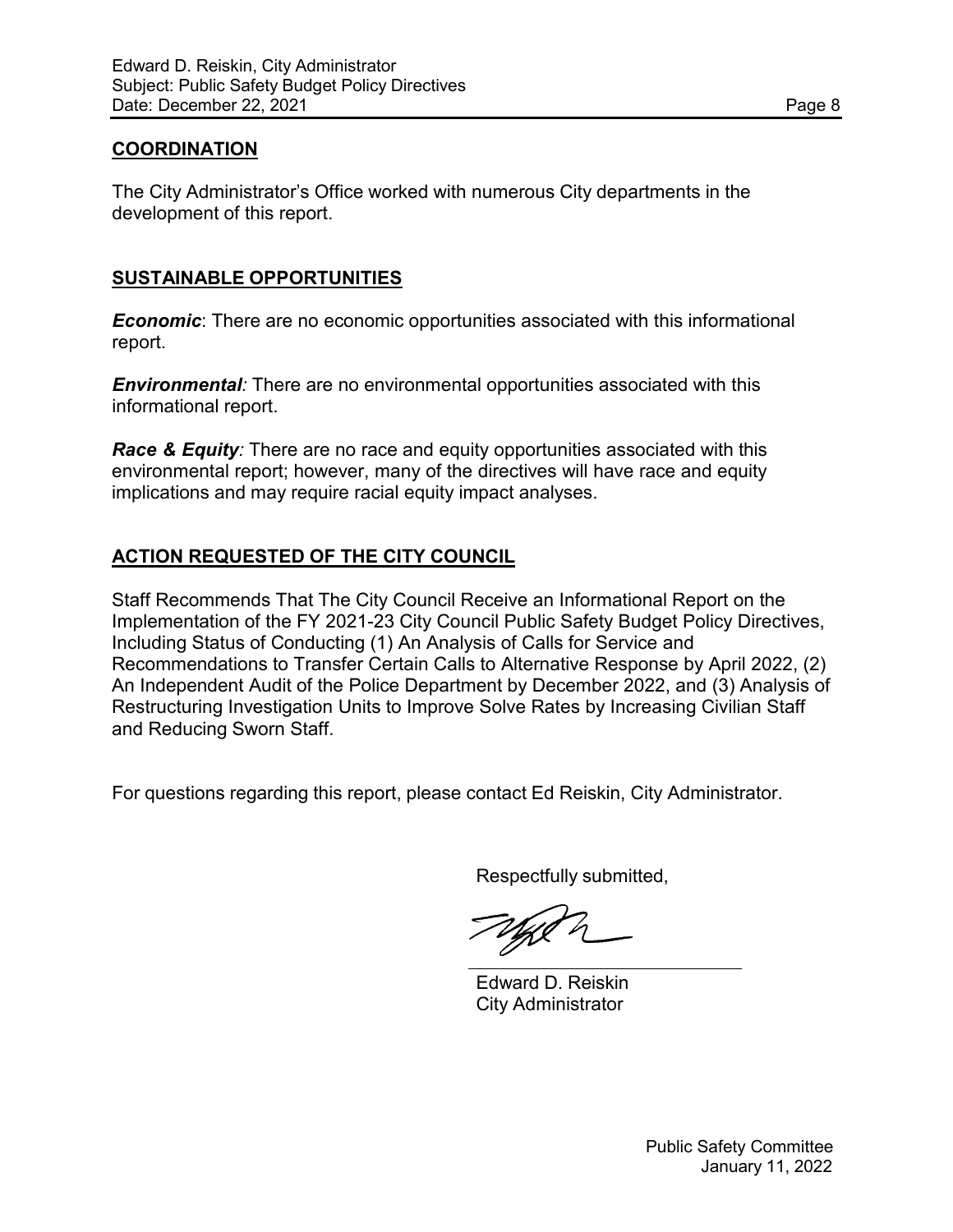## COORDINATION

The City Administrator's Office worked with numerous City departments in the development of this report.

## SUSTAINABLE OPPORTUNITIES

***Economic***: There are no economic opportunities associated with this informational report.

***Environmental****:* There are no environmental opportunities associated with this informational report.

***Race & Equity****:* There are no race and equity opportunities associated with this environmental report; however, many of the directives will have race and equity implications and may require racial equity impact analyses.

## ACTION REQUESTED OF THE CITY COUNCIL

Staff Recommends That The City Council Receive an Informational Report on the Implementation of the FY 2021-23 City Council Public Safety Budget Policy Directives, Including Status of Conducting (1) An Analysis of Calls for Service and Recommendations to Transfer Certain Calls to Alternative Response by April 2022, (2) An Independent Audit of the Police Department by December 2022, and (3) Analysis of Restructuring Investigation Units to Improve Solve Rates by Increasing Civilian Staff and Reducing Sworn Staff.

For questions regarding this report, please contact Ed Reiskin, City Administrator.

Respectfully submitted,

Edward D. Reiskin
City Administrator